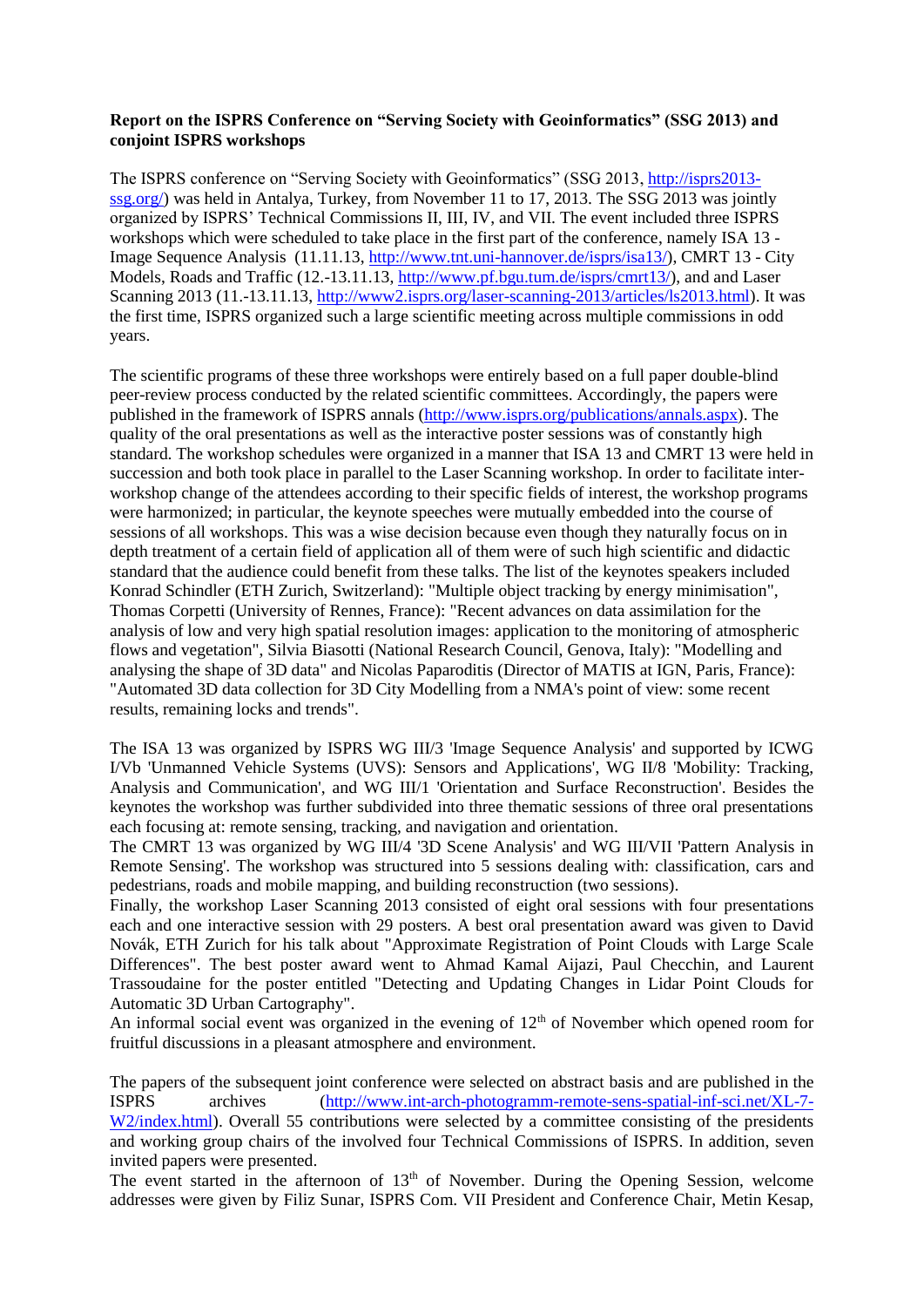**Report on the ISPRS Conference on "Serving Society with Geoinformatics" (SSG 2013) and conjoint ISPRS workshops**

The ISPRS conference on "Serving Society with Geoinformatics" (SSG 2013, http://isprs2013-ssg.org/) was held in Antalya, Turkey, from November 11 to 17, 2013. The SSG 2013 was jointly organized by ISPRS' Technical Commissions II, III, IV, and VII. The event included three ISPRS workshops which were scheduled to take place in the first part of the conference, namely ISA 13 - Image Sequence Analysis (11.11.13, http://www.tnt.uni-hannover.de/isprs/isa13/), CMRT 13 - City Models, Roads and Traffic (12.-13.11.13, http://www.pf.bgu.tum.de/isprs/cmrt13/), and and Laser Scanning 2013 (11.-13.11.13, http://www2.isprs.org/laser-scanning-2013/articles/ls2013.html). It was the first time, ISPRS organized such a large scientific meeting across multiple commissions in odd years.

The scientific programs of these three workshops were entirely based on a full paper double-blind peer-review process conducted by the related scientific committees. Accordingly, the papers were published in the framework of ISPRS annals (http://www.isprs.org/publications/annals.aspx). The quality of the oral presentations as well as the interactive poster sessions was of constantly high standard. The workshop schedules were organized in a manner that ISA 13 and CMRT 13 were held in succession and both took place in parallel to the Laser Scanning workshop. In order to facilitate inter-workshop change of the attendees according to their specific fields of interest, the workshop programs were harmonized; in particular, the keynote speeches were mutually embedded into the course of sessions of all workshops. This was a wise decision because even though they naturally focus on in depth treatment of a certain field of application all of them were of such high scientific and didactic standard that the audience could benefit from these talks. The list of the keynotes speakers included Konrad Schindler (ETH Zurich, Switzerland): "Multiple object tracking by energy minimisation", Thomas Corpetti (University of Rennes, France): "Recent advances on data assimilation for the analysis of low and very high spatial resolution images: application to the monitoring of atmospheric flows and vegetation", Silvia Biasotti (National Research Council, Genova, Italy): "Modelling and analysing the shape of 3D data" and Nicolas Paparoditis (Director of MATIS at IGN, Paris, France): "Automated 3D data collection for 3D City Modelling from a NMA's point of view: some recent results, remaining locks and trends".

The ISA 13 was organized by ISPRS WG III/3 'Image Sequence Analysis' and supported by ICWG I/Vb 'Unmanned Vehicle Systems (UVS): Sensors and Applications', WG II/8 'Mobility: Tracking, Analysis and Communication', and WG III/1 'Orientation and Surface Reconstruction'. Besides the keynotes the workshop was further subdivided into three thematic sessions of three oral presentations each focusing at: remote sensing, tracking, and navigation and orientation.

The CMRT 13 was organized by WG III/4 '3D Scene Analysis' and WG III/VII 'Pattern Analysis in Remote Sensing'. The workshop was structured into 5 sessions dealing with: classification, cars and pedestrians, roads and mobile mapping, and building reconstruction (two sessions).

Finally, the workshop Laser Scanning 2013 consisted of eight oral sessions with four presentations each and one interactive session with 29 posters. A best oral presentation award was given to David Novák, ETH Zurich for his talk about "Approximate Registration of Point Clouds with Large Scale Differences". The best poster award went to Ahmad Kamal Aijazi, Paul Checchin, and Laurent Trassoudaine for the poster entitled "Detecting and Updating Changes in Lidar Point Clouds for Automatic 3D Urban Cartography".

An informal social event was organized in the evening of 12th of November which opened room for fruitful discussions in a pleasant atmosphere and environment.

The papers of the subsequent joint conference were selected on abstract basis and are published in the ISPRS archives (http://www.int-arch-photogramm-remote-sens-spatial-inf-sci.net/XL-7-W2/index.html). Overall 55 contributions were selected by a committee consisting of the presidents and working group chairs of the involved four Technical Commissions of ISPRS. In addition, seven invited papers were presented.

The event started in the afternoon of 13th of November. During the Opening Session, welcome addresses were given by Filiz Sunar, ISPRS Com. VII President and Conference Chair, Metin Kesap,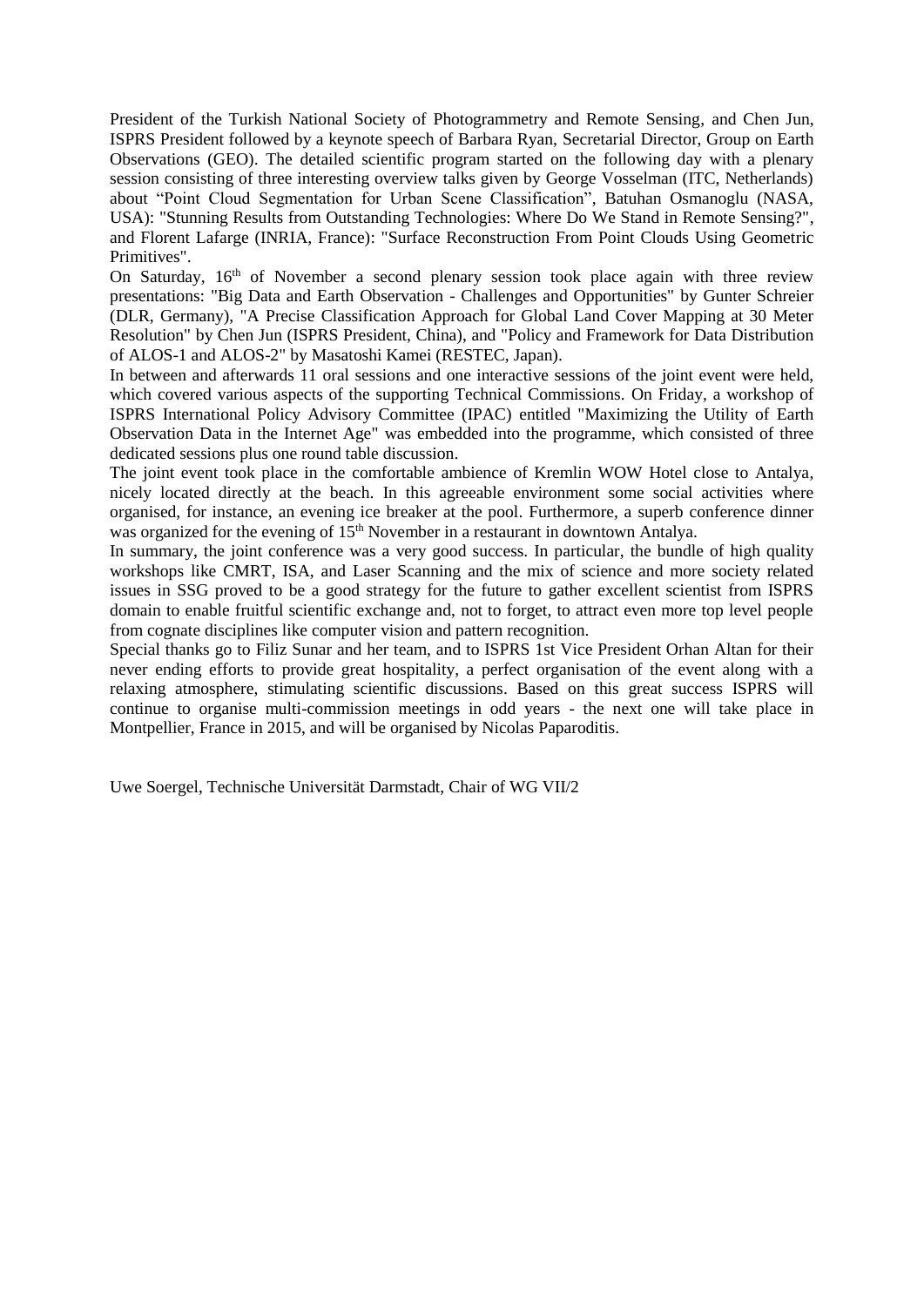President of the Turkish National Society of Photogrammetry and Remote Sensing, and Chen Jun, ISPRS President followed by a keynote speech of Barbara Ryan, Secretarial Director, Group on Earth Observations (GEO). The detailed scientific program started on the following day with a plenary session consisting of three interesting overview talks given by George Vosselman (ITC, Netherlands) about "Point Cloud Segmentation for Urban Scene Classification", Batuhan Osmanoglu (NASA, USA): "Stunning Results from Outstanding Technologies: Where Do We Stand in Remote Sensing?", and Florent Lafarge (INRIA, France): "Surface Reconstruction From Point Clouds Using Geometric Primitives".

On Saturday, 16th of November a second plenary session took place again with three review presentations: "Big Data and Earth Observation - Challenges and Opportunities" by Gunter Schreier (DLR, Germany), "A Precise Classification Approach for Global Land Cover Mapping at 30 Meter Resolution" by Chen Jun (ISPRS President, China), and "Policy and Framework for Data Distribution of ALOS-1 and ALOS-2" by Masatoshi Kamei (RESTEC, Japan).

In between and afterwards 11 oral sessions and one interactive sessions of the joint event were held, which covered various aspects of the supporting Technical Commissions. On Friday, a workshop of ISPRS International Policy Advisory Committee (IPAC) entitled "Maximizing the Utility of Earth Observation Data in the Internet Age" was embedded into the programme, which consisted of three dedicated sessions plus one round table discussion.

The joint event took place in the comfortable ambience of Kremlin WOW Hotel close to Antalya, nicely located directly at the beach. In this agreeable environment some social activities where organised, for instance, an evening ice breaker at the pool. Furthermore, a superb conference dinner was organized for the evening of 15th November in a restaurant in downtown Antalya.

In summary, the joint conference was a very good success. In particular, the bundle of high quality workshops like CMRT, ISA, and Laser Scanning and the mix of science and more society related issues in SSG proved to be a good strategy for the future to gather excellent scientist from ISPRS domain to enable fruitful scientific exchange and, not to forget, to attract even more top level people from cognate disciplines like computer vision and pattern recognition.

Special thanks go to Filiz Sunar and her team, and to ISPRS 1st Vice President Orhan Altan for their never ending efforts to provide great hospitality, a perfect organisation of the event along with a relaxing atmosphere, stimulating scientific discussions. Based on this great success ISPRS will continue to organise multi-commission meetings in odd years - the next one will take place in Montpellier, France in 2015, and will be organised by Nicolas Paparoditis.

Uwe Soergel, Technische Universität Darmstadt, Chair of WG VII/2